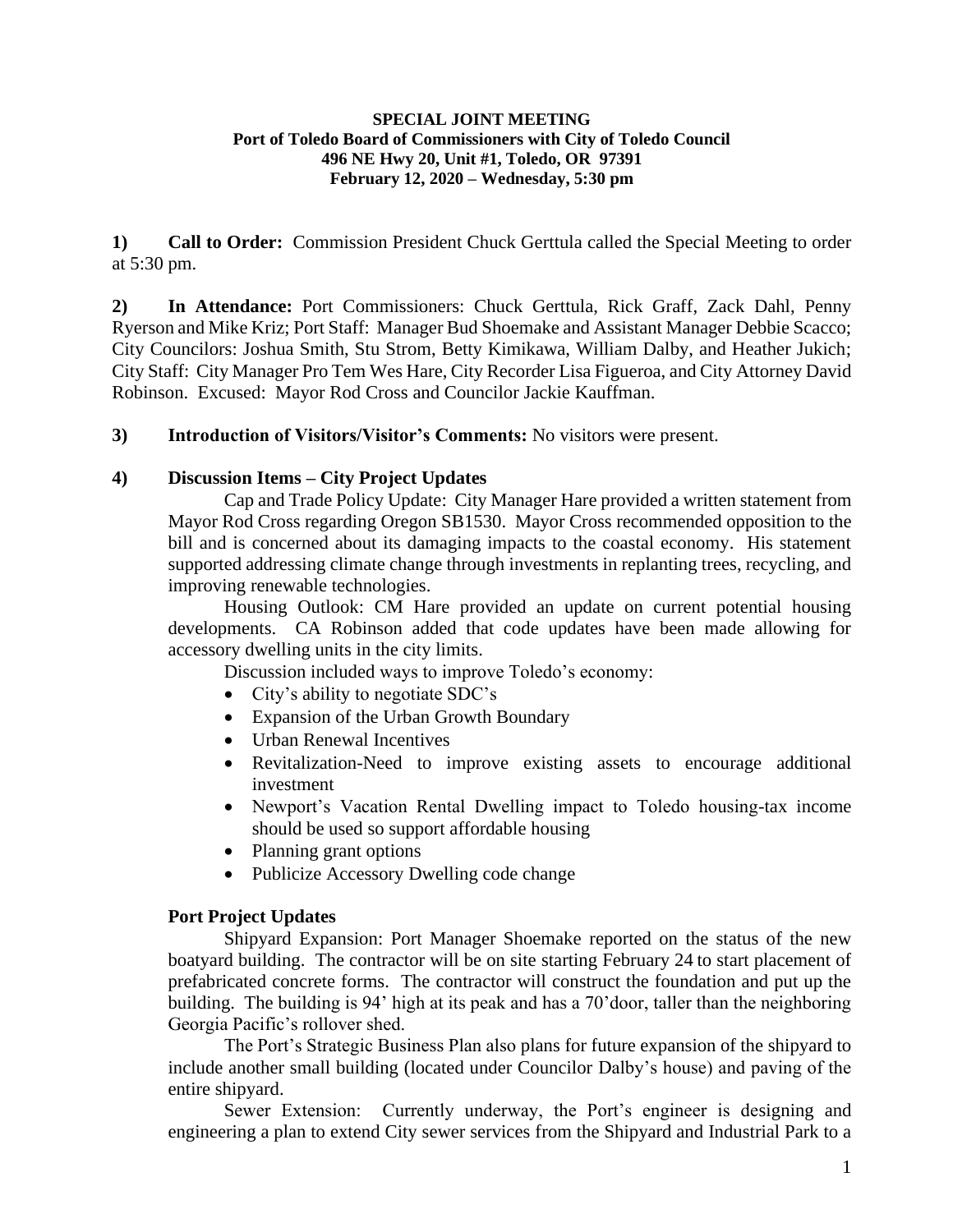**SPECIAL JOINT MEETING**
**Port of Toledo Board of Commissioners with City of Toledo Council**
**496 NE Hwy 20, Unit #1, Toledo, OR 97391**
**February 12, 2020 – Wednesday, 5:30 pm**

**1) Call to Order:** Commission President Chuck Gerttula called the Special Meeting to order at 5:30 pm.

**2) In Attendance:** Port Commissioners: Chuck Gerttula, Rick Graff, Zack Dahl, Penny Ryerson and Mike Kriz; Port Staff: Manager Bud Shoemake and Assistant Manager Debbie Scacco; City Councilors: Joshua Smith, Stu Strom, Betty Kimikawa, William Dalby, and Heather Jukich; City Staff: City Manager Pro Tem Wes Hare, City Recorder Lisa Figueroa, and City Attorney David Robinson. Excused: Mayor Rod Cross and Councilor Jackie Kauffman.

**3) Introduction of Visitors/Visitor's Comments:** No visitors were present.

**4) Discussion Items – City Project Updates**

Cap and Trade Policy Update: City Manager Hare provided a written statement from Mayor Rod Cross regarding Oregon SB1530. Mayor Cross recommended opposition to the bill and is concerned about its damaging impacts to the coastal economy. His statement supported addressing climate change through investments in replanting trees, recycling, and improving renewable technologies.

Housing Outlook: CM Hare provided an update on current potential housing developments. CA Robinson added that code updates have been made allowing for accessory dwelling units in the city limits.

Discussion included ways to improve Toledo's economy:

- City's ability to negotiate SDC's
- Expansion of the Urban Growth Boundary
- Urban Renewal Incentives
- Revitalization-Need to improve existing assets to encourage additional investment
- Newport's Vacation Rental Dwelling impact to Toledo housing-tax income should be used so support affordable housing
- Planning grant options
- Publicize Accessory Dwelling code change

**Port Project Updates**

Shipyard Expansion: Port Manager Shoemake reported on the status of the new boatyard building. The contractor will be on site starting February 24 to start placement of prefabricated concrete forms. The contractor will construct the foundation and put up the building. The building is 94' high at its peak and has a 70'door, taller than the neighboring Georgia Pacific's rollover shed.

The Port's Strategic Business Plan also plans for future expansion of the shipyard to include another small building (located under Councilor Dalby's house) and paving of the entire shipyard.

Sewer Extension: Currently underway, the Port's engineer is designing and engineering a plan to extend City sewer services from the Shipyard and Industrial Park to a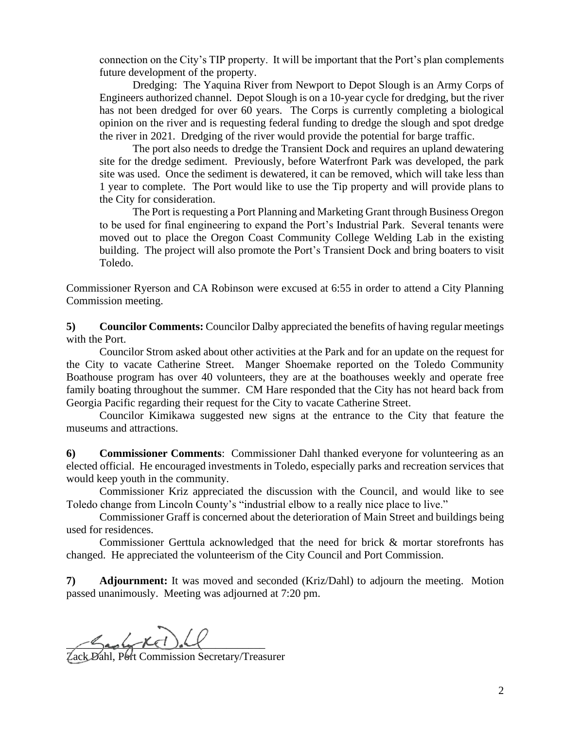connection on the City's TIP property. It will be important that the Port's plan complements future development of the property.

Dredging: The Yaquina River from Newport to Depot Slough is an Army Corps of Engineers authorized channel. Depot Slough is on a 10-year cycle for dredging, but the river has not been dredged for over 60 years. The Corps is currently completing a biological opinion on the river and is requesting federal funding to dredge the slough and spot dredge the river in 2021. Dredging of the river would provide the potential for barge traffic.

The port also needs to dredge the Transient Dock and requires an upland dewatering site for the dredge sediment. Previously, before Waterfront Park was developed, the park site was used. Once the sediment is dewatered, it can be removed, which will take less than 1 year to complete. The Port would like to use the Tip property and will provide plans to the City for consideration.

The Port is requesting a Port Planning and Marketing Grant through Business Oregon to be used for final engineering to expand the Port's Industrial Park. Several tenants were moved out to place the Oregon Coast Community College Welding Lab in the existing building. The project will also promote the Port's Transient Dock and bring boaters to visit Toledo.

Commissioner Ryerson and CA Robinson were excused at 6:55 in order to attend a City Planning Commission meeting.

**5) Councilor Comments:** Councilor Dalby appreciated the benefits of having regular meetings with the Port.

Councilor Strom asked about other activities at the Park and for an update on the request for the City to vacate Catherine Street. Manger Shoemake reported on the Toledo Community Boathouse program has over 40 volunteers, they are at the boathouses weekly and operate free family boating throughout the summer. CM Hare responded that the City has not heard back from Georgia Pacific regarding their request for the City to vacate Catherine Street.

Councilor Kimikawa suggested new signs at the entrance to the City that feature the museums and attractions.

**6) Commissioner Comments**: Commissioner Dahl thanked everyone for volunteering as an elected official. He encouraged investments in Toledo, especially parks and recreation services that would keep youth in the community.

Commissioner Kriz appreciated the discussion with the Council, and would like to see Toledo change from Lincoln County's "industrial elbow to a really nice place to live."

Commissioner Graff is concerned about the deterioration of Main Street and buildings being used for residences.

Commissioner Gerttula acknowledged that the need for brick & mortar storefronts has changed. He appreciated the volunteerism of the City Council and Port Commission.

**7) Adjournment:** It was moved and seconded (Kriz/Dahl) to adjourn the meeting. Motion passed unanimously. Meeting was adjourned at 7:20 pm.

Zack Dahl, Port Commission Secretary/Treasurer